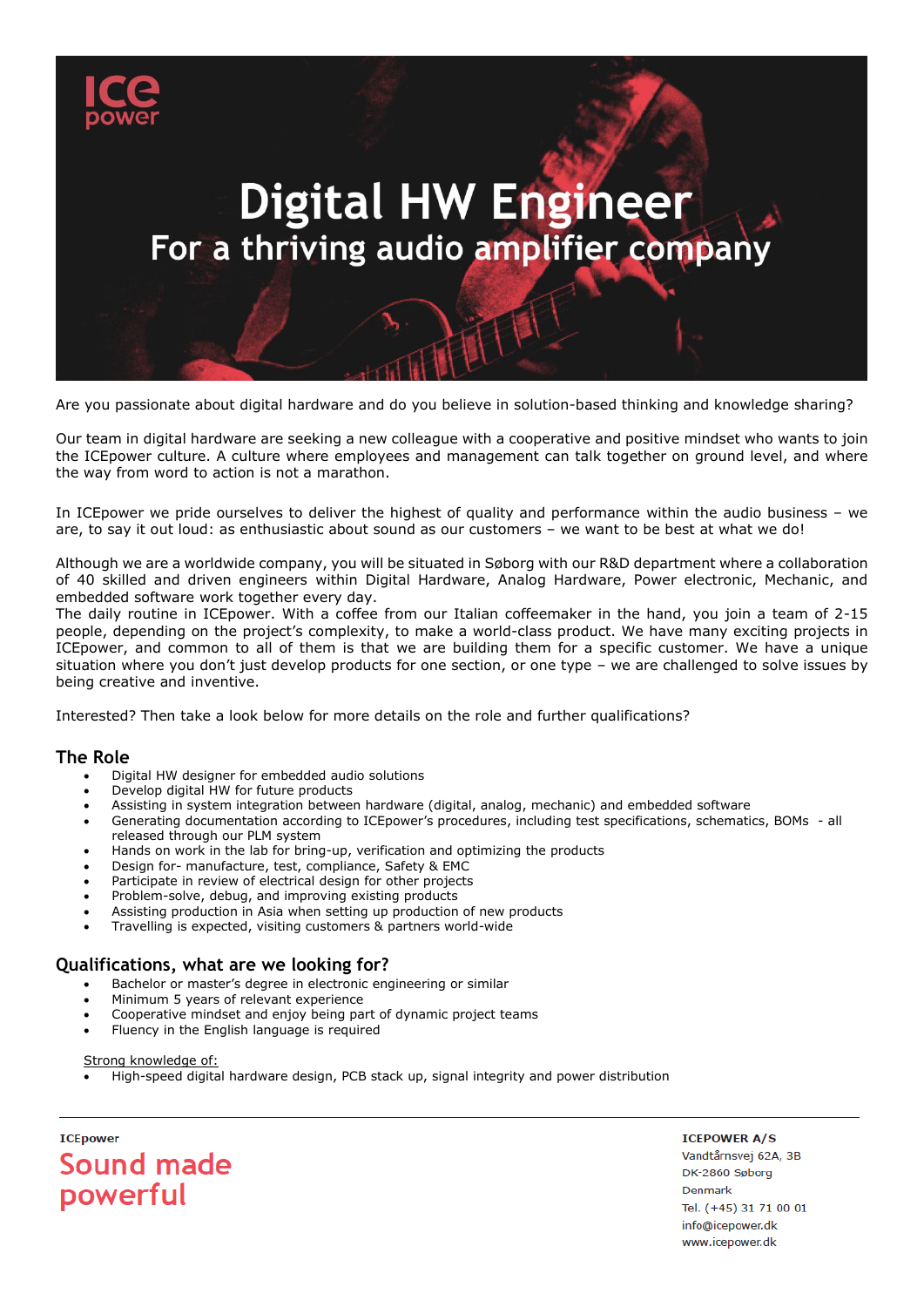ICe power

# Digital HW Engineer

## For a thriving audio amplifier company

Are you passionate about digital hardware and do you believe in solution-based thinking and knowledge sharing?

Our team in digital hardware are seeking a new colleague with a cooperative and positive mindset who wants to join the ICEpower culture. A culture where employees and management can talk together on ground level, and where the way from word to action is not a marathon.

In ICEpower we pride ourselves to deliver the highest of quality and performance within the audio business – we are, to say it out loud: as enthusiastic about sound as our customers – we want to be best at what we do!

Although we are a worldwide company, you will be situated in Søborg with our R&D department where a collaboration of 40 skilled and driven engineers within Digital Hardware, Analog Hardware, Power electronic, Mechanic, and embedded software work together every day.
The daily routine in ICEpower. With a coffee from our Italian coffeemaker in the hand, you join a team of 2-15 people, depending on the project's complexity, to make a world-class product. We have many exciting projects in ICEpower, and common to all of them is that we are building them for a specific customer. We have a unique situation where you don't just develop products for one section, or one type – we are challenged to solve issues by being creative and inventive.

Interested? Then take a look below for more details on the role and further qualifications?

## The Role

- Digital HW designer for embedded audio solutions
- Develop digital HW for future products
- Assisting in system integration between hardware (digital, analog, mechanic) and embedded software
- Generating documentation according to ICEpower's procedures, including test specifications, schematics, BOMs - all released through our PLM system
- Hands on work in the lab for bring-up, verification and optimizing the products
- Design for- manufacture, test, compliance, Safety & EMC
- Participate in review of electrical design for other projects
- Problem-solve, debug, and improving existing products
- Assisting production in Asia when setting up production of new products
- Travelling is expected, visiting customers & partners world-wide

## Qualifications, what are we looking for?

- Bachelor or master's degree in electronic engineering or similar
- Minimum 5 years of relevant experience
- Cooperative mindset and enjoy being part of dynamic project teams
- Fluency in the English language is required

Strong knowledge of:

- High-speed digital hardware design, PCB stack up, signal integrity and power distribution

ICEpower
**Sound made powerful**

**ICEPOWER A/S**
Vandtårnsvej 62A, 3B
DK-2860 Søborg
Denmark
Tel. (+45) 31 71 00 01
info@icepower.dk
www.icepower.dk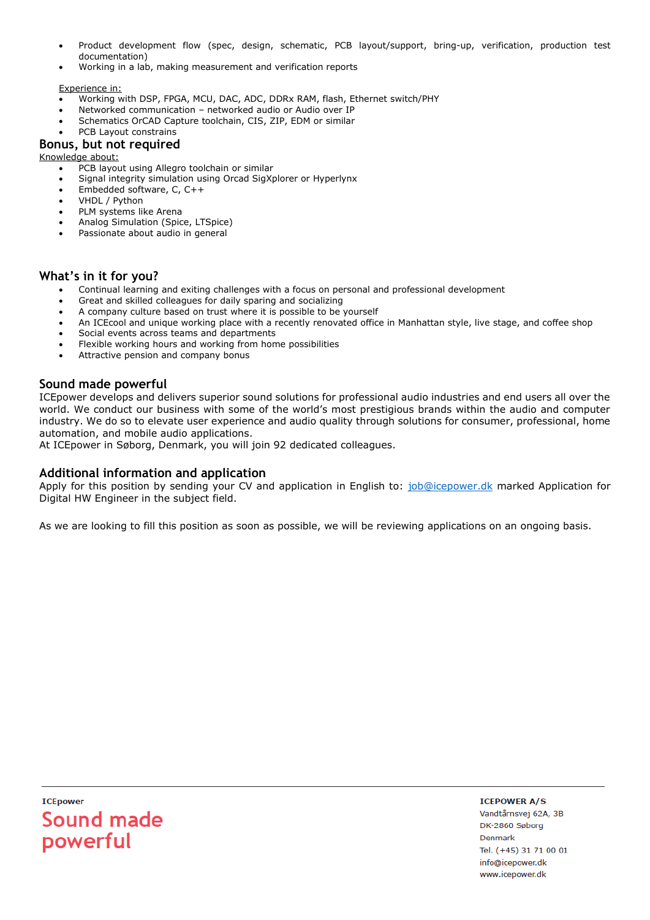- Product development flow (spec, design, schematic, PCB layout/support, bring-up, verification, production test documentation)
- Working in a lab, making measurement and verification reports

Experience in:

- Working with DSP, FPGA, MCU, DAC, ADC, DDRx RAM, flash, Ethernet switch/PHY
- Networked communication – networked audio or Audio over IP
- Schematics OrCAD Capture toolchain, CIS, ZIP, EDM or similar
- PCB Layout constrains

## Bonus, but not required

Knowledge about:

- PCB layout using Allegro toolchain or similar
- Signal integrity simulation using Orcad SigXplorer or Hyperlynx
- Embedded software, C, C++
- VHDL / Python
- PLM systems like Arena
- Analog Simulation (Spice, LTSpice)
- Passionate about audio in general

## What's in it for you?

- Continual learning and exiting challenges with a focus on personal and professional development
- Great and skilled colleagues for daily sparing and socializing
- A company culture based on trust where it is possible to be yourself
- An ICEcool and unique working place with a recently renovated office in Manhattan style, live stage, and coffee shop
- Social events across teams and departments
- Flexible working hours and working from home possibilities
- Attractive pension and company bonus

## Sound made powerful

ICEpower develops and delivers superior sound solutions for professional audio industries and end users all over the world. We conduct our business with some of the world's most prestigious brands within the audio and computer industry. We do so to elevate user experience and audio quality through solutions for consumer, professional, home automation, and mobile audio applications.
At ICEpower in Søborg, Denmark, you will join 92 dedicated colleagues.

## Additional information and application

Apply for this position by sending your CV and application in English to: job@icepower.dk marked Application for Digital HW Engineer in the subject field.

As we are looking to fill this position as soon as possible, we will be reviewing applications on an ongoing basis.